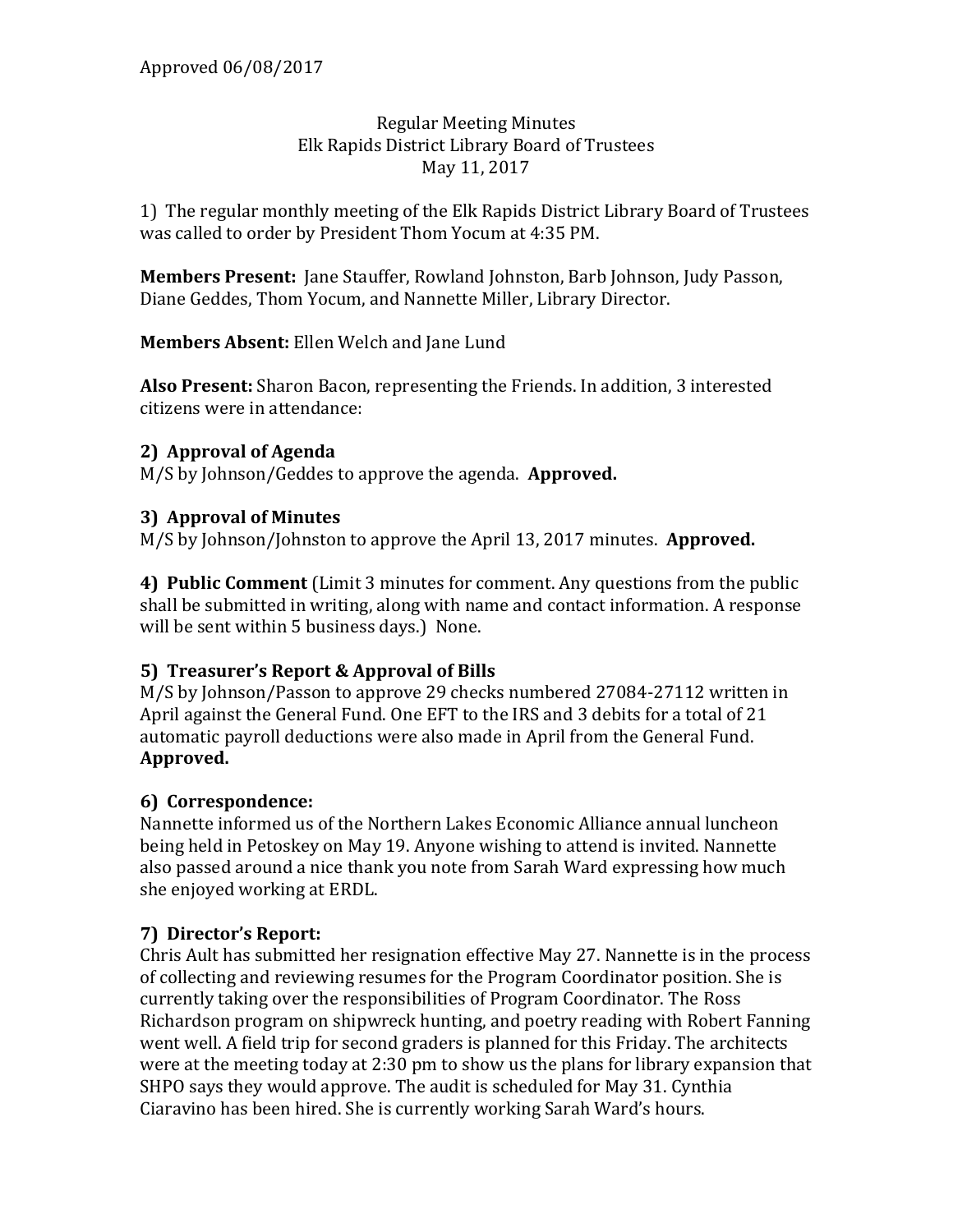Approved 06/08/2017

Regular Meeting Minutes
Elk Rapids District Library Board of Trustees
May 11, 2017

1) The regular monthly meeting of the Elk Rapids District Library Board of Trustees was called to order by President Thom Yocum at 4:35 PM.

**Members Present:** Jane Stauffer, Rowland Johnston, Barb Johnson, Judy Passon, Diane Geddes, Thom Yocum, and Nannette Miller, Library Director.

**Members Absent:** Ellen Welch and Jane Lund

**Also Present:** Sharon Bacon, representing the Friends. In addition, 3 interested citizens were in attendance:

**2) Approval of Agenda**
M/S by Johnson/Geddes to approve the agenda. **Approved.**

**3) Approval of Minutes**
M/S by Johnson/Johnston to approve the April 13, 2017 minutes. **Approved.**

**4) Public Comment** (Limit 3 minutes for comment. Any questions from the public shall be submitted in writing, along with name and contact information. A response will be sent within 5 business days.) None.

**5) Treasurer's Report & Approval of Bills**
M/S by Johnson/Passon to approve 29 checks numbered 27084-27112 written in April against the General Fund. One EFT to the IRS and 3 debits for a total of 21 automatic payroll deductions were also made in April from the General Fund. **Approved.**

**6) Correspondence:**
Nannette informed us of the Northern Lakes Economic Alliance annual luncheon being held in Petoskey on May 19. Anyone wishing to attend is invited. Nannette also passed around a nice thank you note from Sarah Ward expressing how much she enjoyed working at ERDL.

**7) Director's Report:**
Chris Ault has submitted her resignation effective May 27. Nannette is in the process of collecting and reviewing resumes for the Program Coordinator position. She is currently taking over the responsibilities of Program Coordinator. The Ross Richardson program on shipwreck hunting, and poetry reading with Robert Fanning went well. A field trip for second graders is planned for this Friday. The architects were at the meeting today at 2:30 pm to show us the plans for library expansion that SHPO says they would approve. The audit is scheduled for May 31. Cynthia Ciaravino has been hired. She is currently working Sarah Ward's hours.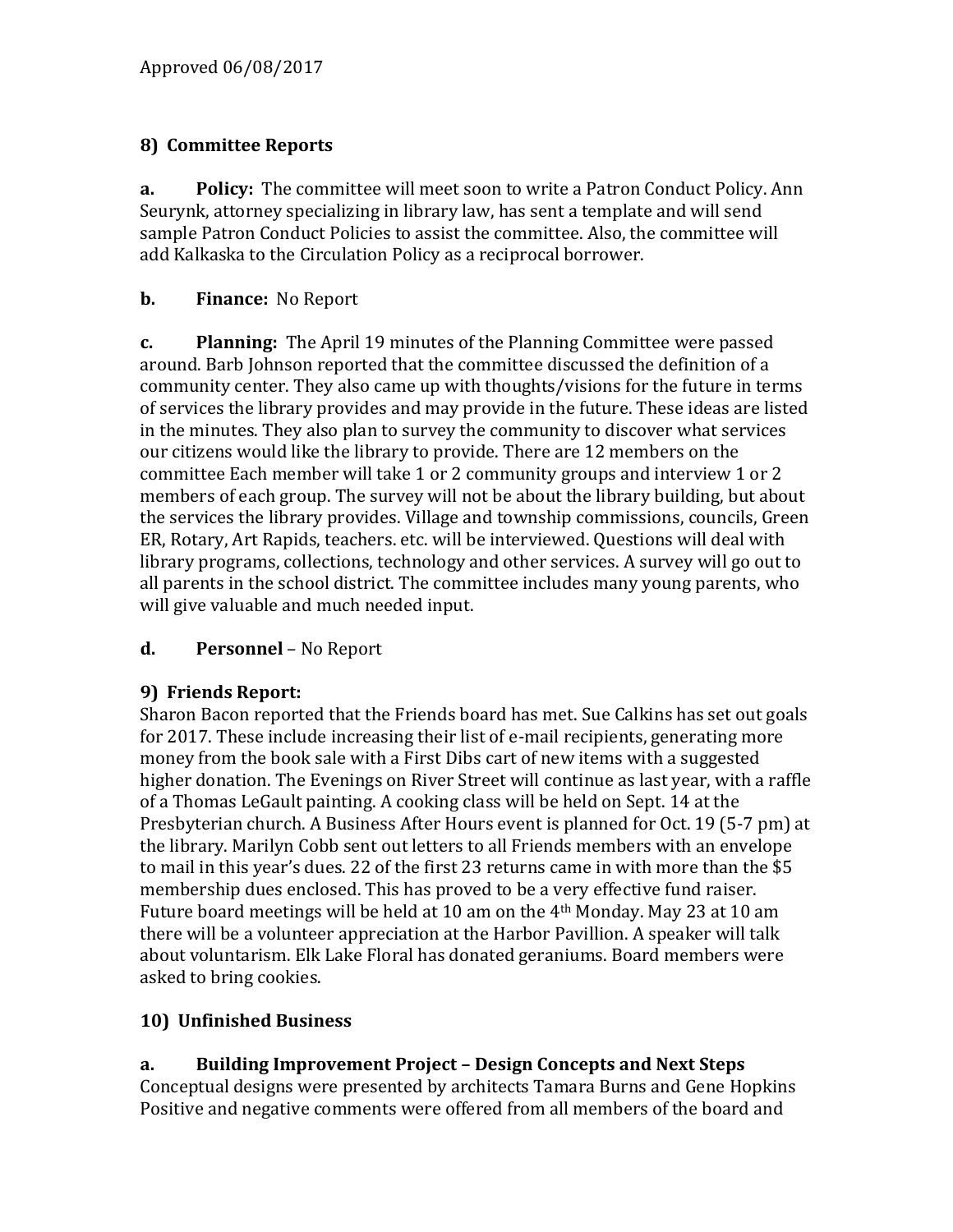Approved 06/08/2017

## 8) Committee Reports

**a. Policy:** The committee will meet soon to write a Patron Conduct Policy. Ann Seurynk, attorney specializing in library law, has sent a template and will send sample Patron Conduct Policies to assist the committee. Also, the committee will add Kalkaska to the Circulation Policy as a reciprocal borrower.

**b. Finance:** No Report

**c. Planning:** The April 19 minutes of the Planning Committee were passed around. Barb Johnson reported that the committee discussed the definition of a community center. They also came up with thoughts/visions for the future in terms of services the library provides and may provide in the future. These ideas are listed in the minutes. They also plan to survey the community to discover what services our citizens would like the library to provide. There are 12 members on the committee Each member will take 1 or 2 community groups and interview 1 or 2 members of each group. The survey will not be about the library building, but about the services the library provides. Village and township commissions, councils, Green ER, Rotary, Art Rapids, teachers. etc. will be interviewed. Questions will deal with library programs, collections, technology and other services. A survey will go out to all parents in the school district. The committee includes many young parents, who will give valuable and much needed input.

**d. Personnel** – No Report

## 9) Friends Report:

Sharon Bacon reported that the Friends board has met. Sue Calkins has set out goals for 2017. These include increasing their list of e-mail recipients, generating more money from the book sale with a First Dibs cart of new items with a suggested higher donation. The Evenings on River Street will continue as last year, with a raffle of a Thomas LeGault painting. A cooking class will be held on Sept. 14 at the Presbyterian church. A Business After Hours event is planned for Oct. 19 (5-7 pm) at the library. Marilyn Cobb sent out letters to all Friends members with an envelope to mail in this year's dues. 22 of the first 23 returns came in with more than the $5 membership dues enclosed. This has proved to be a very effective fund raiser. Future board meetings will be held at 10 am on the 4th Monday. May 23 at 10 am there will be a volunteer appreciation at the Harbor Pavillion. A speaker will talk about voluntarism. Elk Lake Floral has donated geraniums. Board members were asked to bring cookies.

## 10) Unfinished Business

**a. Building Improvement Project – Design Concepts and Next Steps**

Conceptual designs were presented by architects Tamara Burns and Gene Hopkins Positive and negative comments were offered from all members of the board and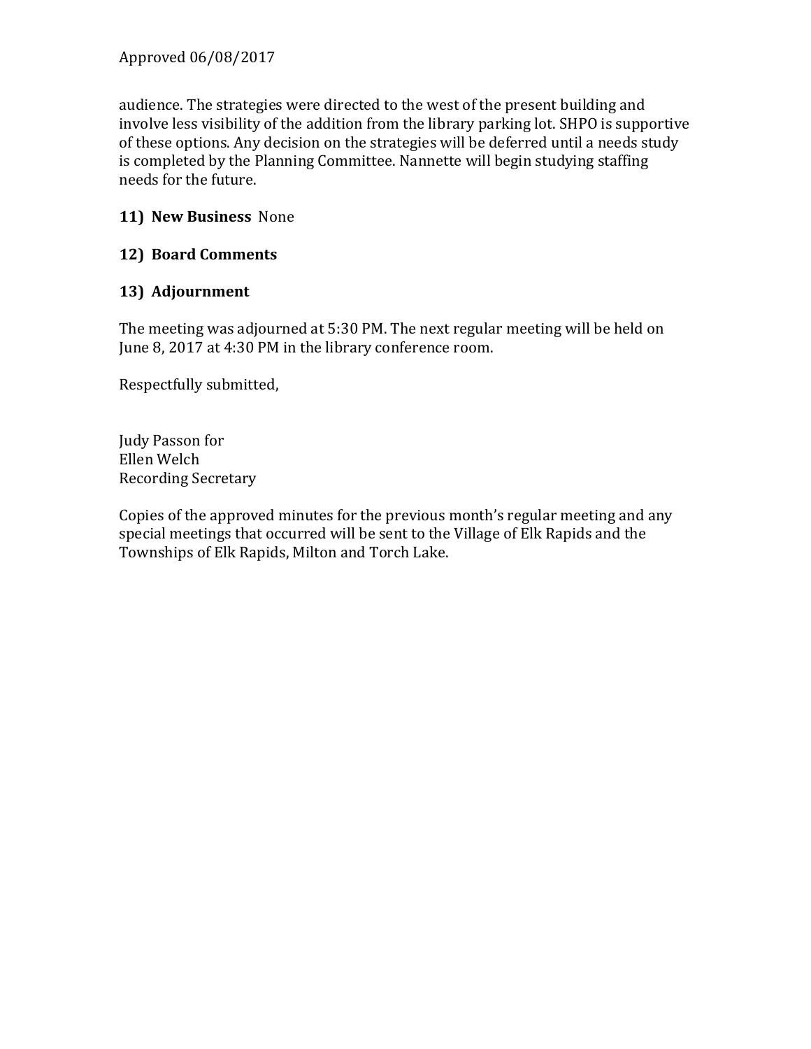Approved 06/08/2017

audience. The strategies were directed to the west of the present building and involve less visibility of the addition from the library parking lot. SHPO is supportive of these options. Any decision on the strategies will be deferred until a needs study is completed by the Planning Committee. Nannette will begin studying staffing needs for the future.

**11) New Business** None

**12) Board Comments**

**13) Adjournment**

The meeting was adjourned at 5:30 PM. The next regular meeting will be held on June 8, 2017 at 4:30 PM in the library conference room.

Respectfully submitted,

Judy Passon for
Ellen Welch
Recording Secretary

Copies of the approved minutes for the previous month's regular meeting and any special meetings that occurred will be sent to the Village of Elk Rapids and the Townships of Elk Rapids, Milton and Torch Lake.